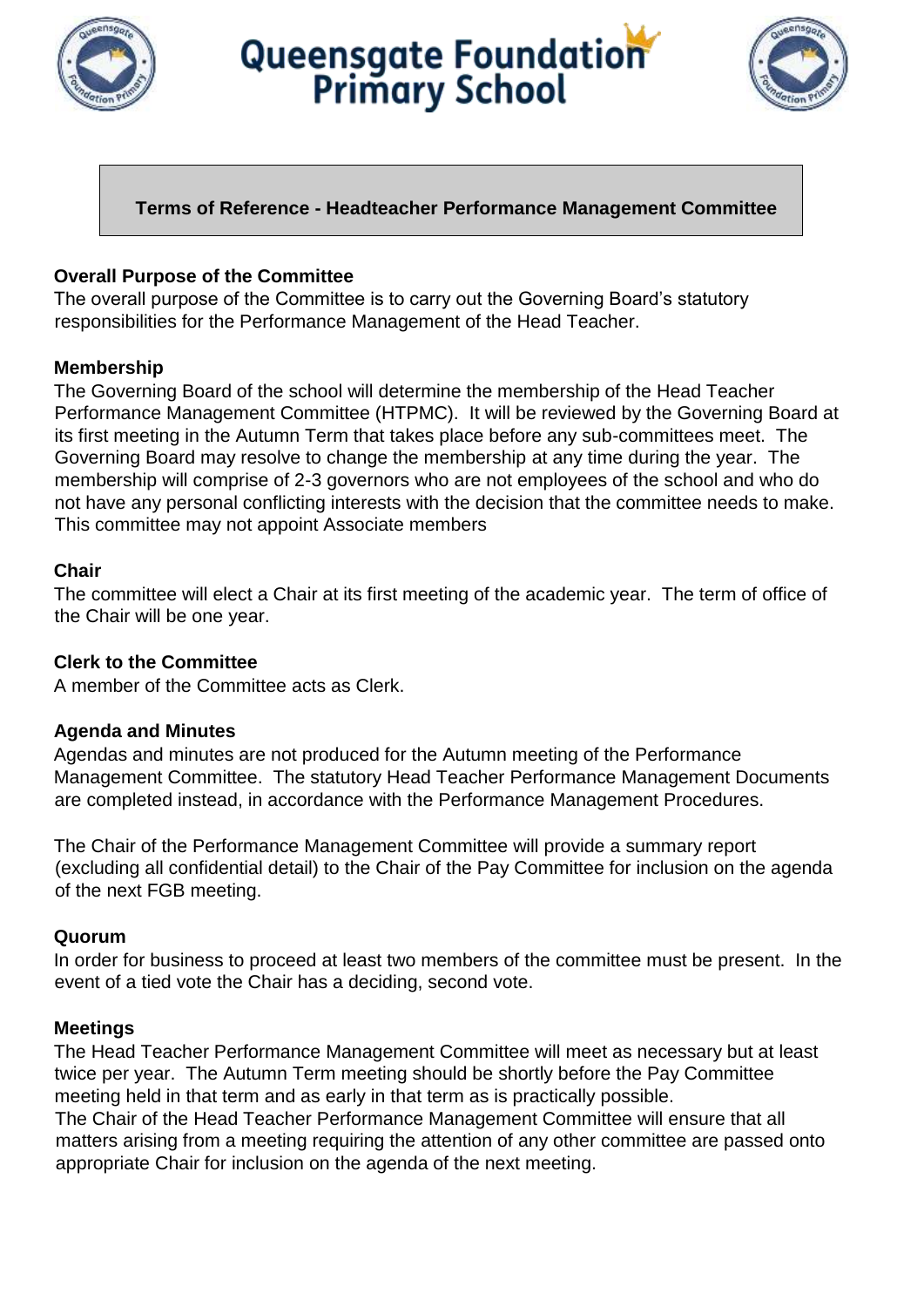# Queensgate Foundation Primary School

## Terms of Reference - Headteacher Performance Management Committee

### Overall Purpose of the Committee

The overall purpose of the Committee is to carry out the Governing Board's statutory responsibilities for the Performance Management of the Head Teacher.

### Membership

The Governing Board of the school will determine the membership of the Head Teacher Performance Management Committee (HTPMC). It will be reviewed by the Governing Board at its first meeting in the Autumn Term that takes place before any sub-committees meet. The Governing Board may resolve to change the membership at any time during the year. The membership will comprise of 2-3 governors who are not employees of the school and who do not have any personal conflicting interests with the decision that the committee needs to make. This committee may not appoint Associate members

### Chair

The committee will elect a Chair at its first meeting of the academic year. The term of office of the Chair will be one year.

### Clerk to the Committee

A member of the Committee acts as Clerk.

### Agenda and Minutes

Agendas and minutes are not produced for the Autumn meeting of the Performance Management Committee. The statutory Head Teacher Performance Management Documents are completed instead, in accordance with the Performance Management Procedures.

The Chair of the Performance Management Committee will provide a summary report (excluding all confidential detail) to the Chair of the Pay Committee for inclusion on the agenda of the next FGB meeting.

### Quorum

In order for business to proceed at least two members of the committee must be present. In the event of a tied vote the Chair has a deciding, second vote.

### Meetings

The Head Teacher Performance Management Committee will meet as necessary but at least twice per year. The Autumn Term meeting should be shortly before the Pay Committee meeting held in that term and as early in that term as is practically possible.
The Chair of the Head Teacher Performance Management Committee will ensure that all matters arising from a meeting requiring the attention of any other committee are passed onto appropriate Chair for inclusion on the agenda of the next meeting.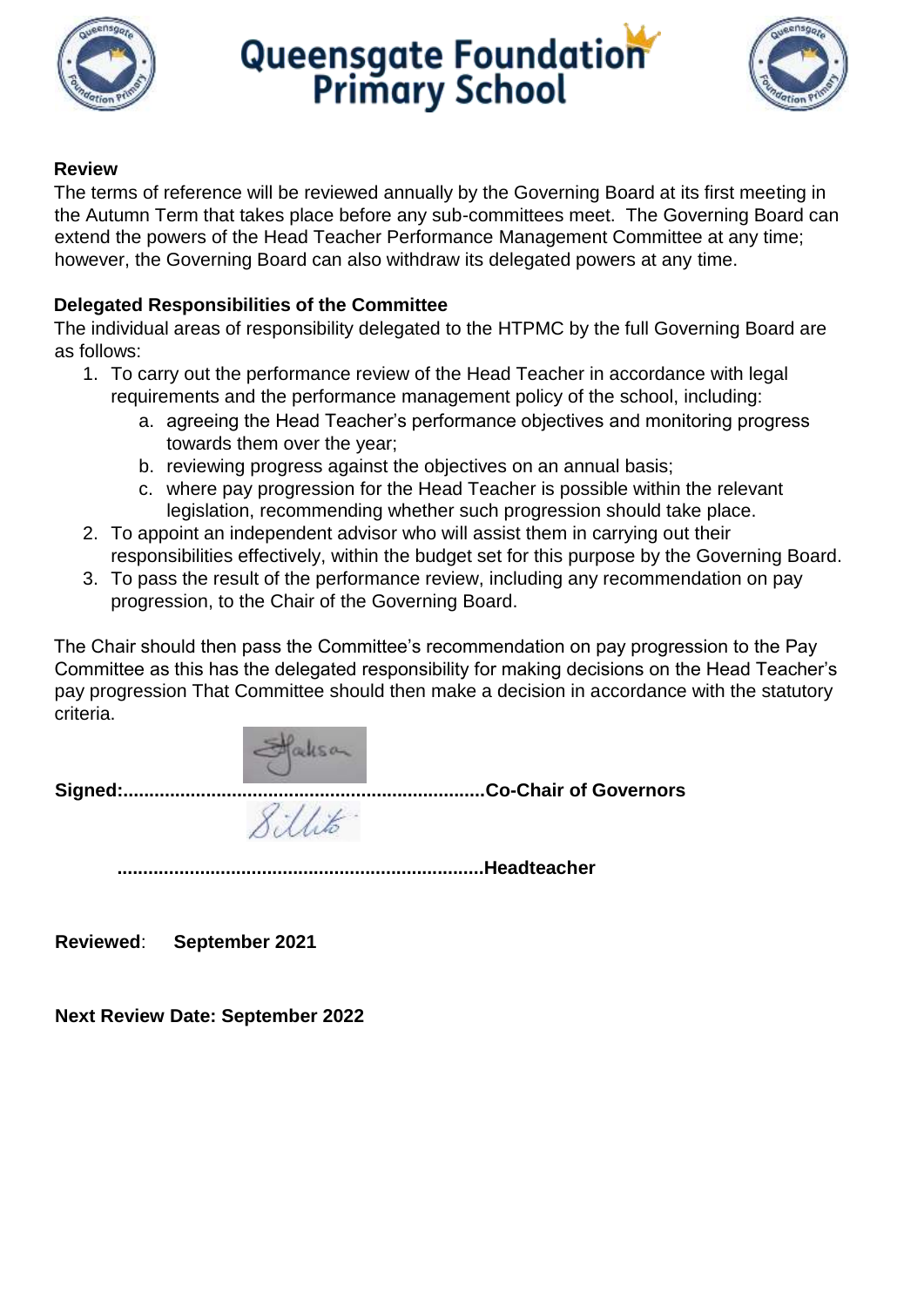**Review**

The terms of reference will be reviewed annually by the Governing Board at its first meeting in the Autumn Term that takes place before any sub-committees meet. The Governing Board can extend the powers of the Head Teacher Performance Management Committee at any time; however, the Governing Board can also withdraw its delegated powers at any time.

**Delegated Responsibilities of the Committee**

The individual areas of responsibility delegated to the HTPMC by the full Governing Board are as follows:

1. To carry out the performance review of the Head Teacher in accordance with legal requirements and the performance management policy of the school, including:
   a. agreeing the Head Teacher's performance objectives and monitoring progress towards them over the year;
   b. reviewing progress against the objectives on an annual basis;
   c. where pay progression for the Head Teacher is possible within the relevant legislation, recommending whether such progression should take place.
2. To appoint an independent advisor who will assist them in carrying out their responsibilities effectively, within the budget set for this purpose by the Governing Board.
3. To pass the result of the performance review, including any recommendation on pay progression, to the Chair of the Governing Board.

The Chair should then pass the Committee's recommendation on pay progression to the Pay Committee as this has the delegated responsibility for making decisions on the Head Teacher's pay progression That Committee should then make a decision in accordance with the statutory criteria.

**Signed:.....................................................................Co-Chair of Governors**

**......................................................................Headteacher**

**Reviewed**: **September 2021**

**Next Review Date: September 2022**